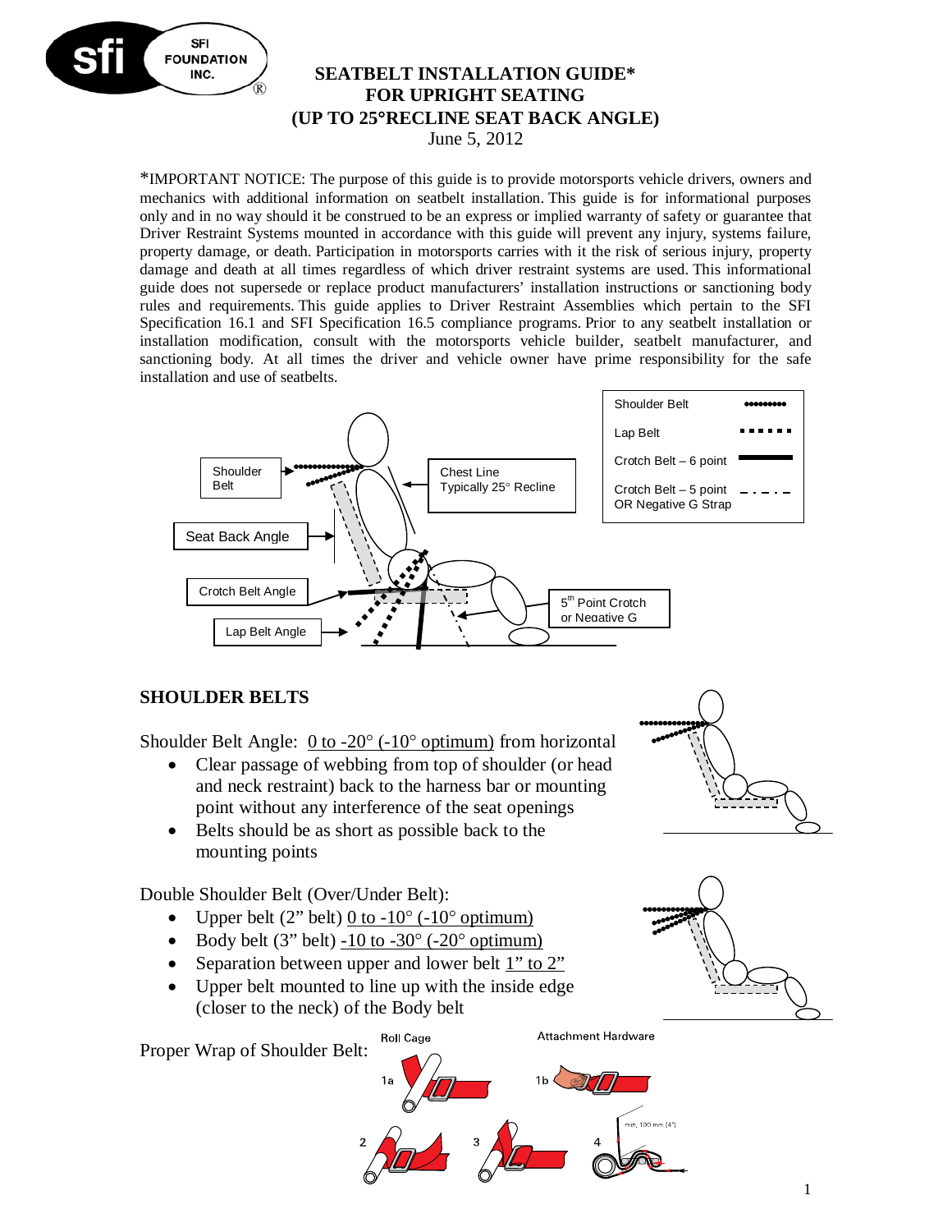# SEATBELT INSTALLATION GUIDE* FOR UPRIGHT SEATING (UP TO 25°RECLINE SEAT BACK ANGLE)

June 5, 2012

*IMPORTANT NOTICE: The purpose of this guide is to provide motorsports vehicle drivers, owners and mechanics with additional information on seatbelt installation. This guide is for informational purposes only and in no way should it be construed to be an express or implied warranty of safety or guarantee that Driver Restraint Systems mounted in accordance with this guide will prevent any injury, systems failure, property damage, or death. Participation in motorsports carries with it the risk of serious injury, property damage and death at all times regardless of which driver restraint systems are used. This informational guide does not supersede or replace product manufacturers' installation instructions or sanctioning body rules and requirements. This guide applies to Driver Restraint Assemblies which pertain to the SFI Specification 16.1 and SFI Specification 16.5 compliance programs. Prior to any seatbelt installation or installation modification, consult with the motorsports vehicle builder, seatbelt manufacturer, and sanctioning body. At all times the driver and vehicle owner have prime responsibility for the safe installation and use of seatbelts.

Shoulder Belt | Chest Line Typically 25° Recline | Seat Back Angle | Crotch Belt Angle | Lap Belt Angle | 5th Point Crotch or Negative G

Shoulder Belt ••••••••• | Lap Belt ■ ■ ■ ■ ■ | Crotch Belt – 6 point ━━━ | Crotch Belt – 5 point OR Negative G Strap – · – ·

## SHOULDER BELTS

Shoulder Belt Angle: 0 to -20° (-10° optimum) from horizontal

- Clear passage of webbing from top of shoulder (or head and neck restraint) back to the harness bar or mounting point without any interference of the seat openings
- Belts should be as short as possible back to the mounting points

Double Shoulder Belt (Over/Under Belt):

- Upper belt (2" belt) 0 to -10° (-10° optimum)
- Body belt (3" belt) -10 to -30° (-20° optimum)
- Separation between upper and lower belt 1" to 2"
- Upper belt mounted to line up with the inside edge (closer to the neck) of the Body belt

Proper Wrap of Shoulder Belt:

Roll Cage | Attachment Hardware | 1a | 1b | 2 | 3 | 4 | min. 100 mm (4")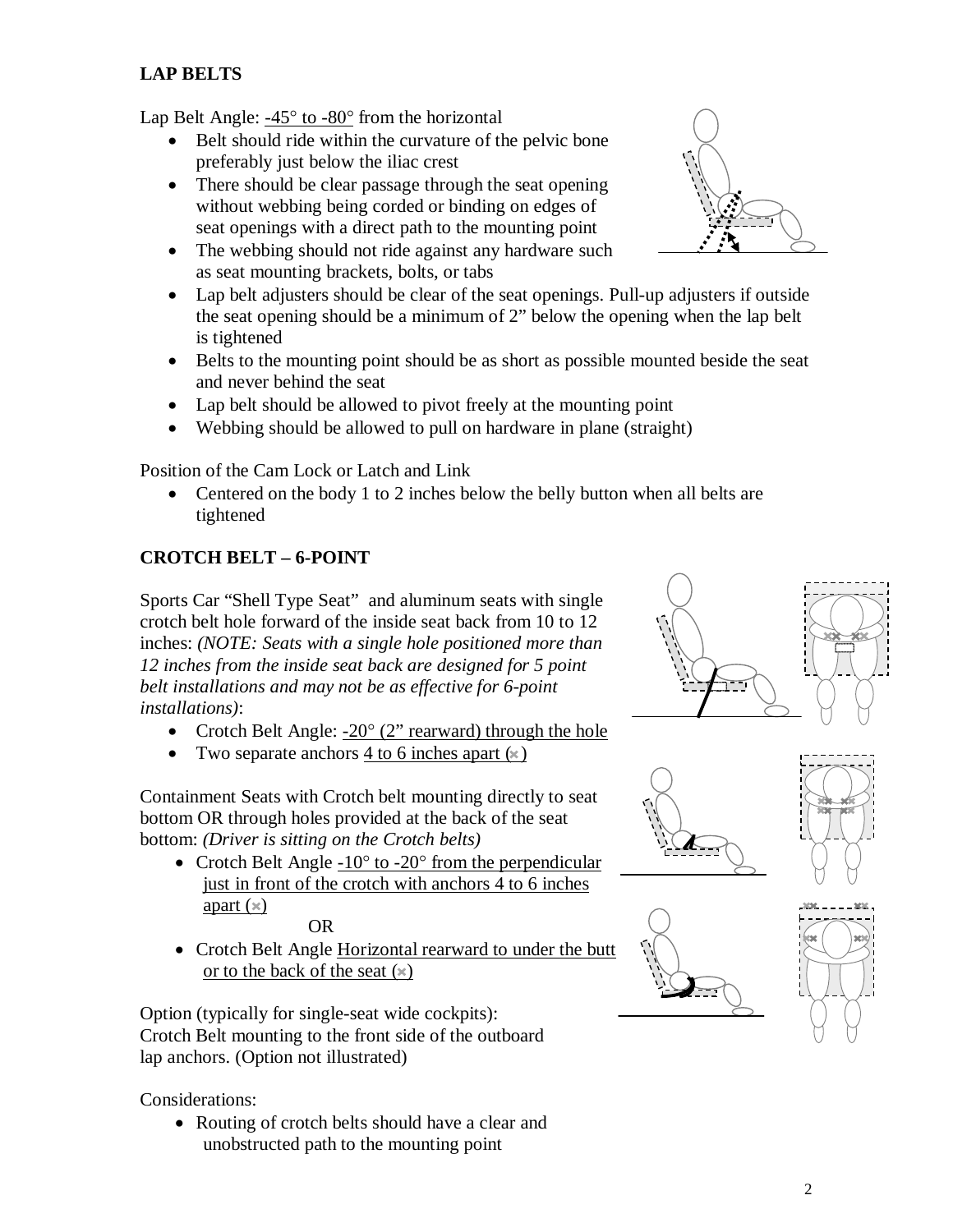## LAP BELTS

Lap Belt Angle: -45° to -80° from the horizontal

- Belt should ride within the curvature of the pelvic bone preferably just below the iliac crest
- There should be clear passage through the seat opening without webbing being corded or binding on edges of seat openings with a direct path to the mounting point
- The webbing should not ride against any hardware such as seat mounting brackets, bolts, or tabs
- Lap belt adjusters should be clear of the seat openings. Pull-up adjusters if outside the seat opening should be a minimum of 2" below the opening when the lap belt is tightened
- Belts to the mounting point should be as short as possible mounted beside the seat and never behind the seat
- Lap belt should be allowed to pivot freely at the mounting point
- Webbing should be allowed to pull on hardware in plane (straight)

Position of the Cam Lock or Latch and Link

- Centered on the body 1 to 2 inches below the belly button when all belts are tightened

## CROTCH BELT – 6-POINT

Sports Car "Shell Type Seat" and aluminum seats with single crotch belt hole forward of the inside seat back from 10 to 12 inches: *(NOTE: Seats with a single hole positioned more than 12 inches from the inside seat back are designed for 5 point belt installations and may not be as effective for 6-point installations)*:

- Crotch Belt Angle: -20° (2" rearward) through the hole
- Two separate anchors 4 to 6 inches apart (×)

Containment Seats with Crotch belt mounting directly to seat bottom OR through holes provided at the back of the seat bottom: *(Driver is sitting on the Crotch belts)*

- Crotch Belt Angle -10° to -20° from the perpendicular just in front of the crotch with anchors 4 to 6 inches apart (×)

  OR

- Crotch Belt Angle Horizontal rearward to under the butt or to the back of the seat (×)

Option (typically for single-seat wide cockpits): Crotch Belt mounting to the front side of the outboard lap anchors. (Option not illustrated)

Considerations:

- Routing of crotch belts should have a clear and unobstructed path to the mounting point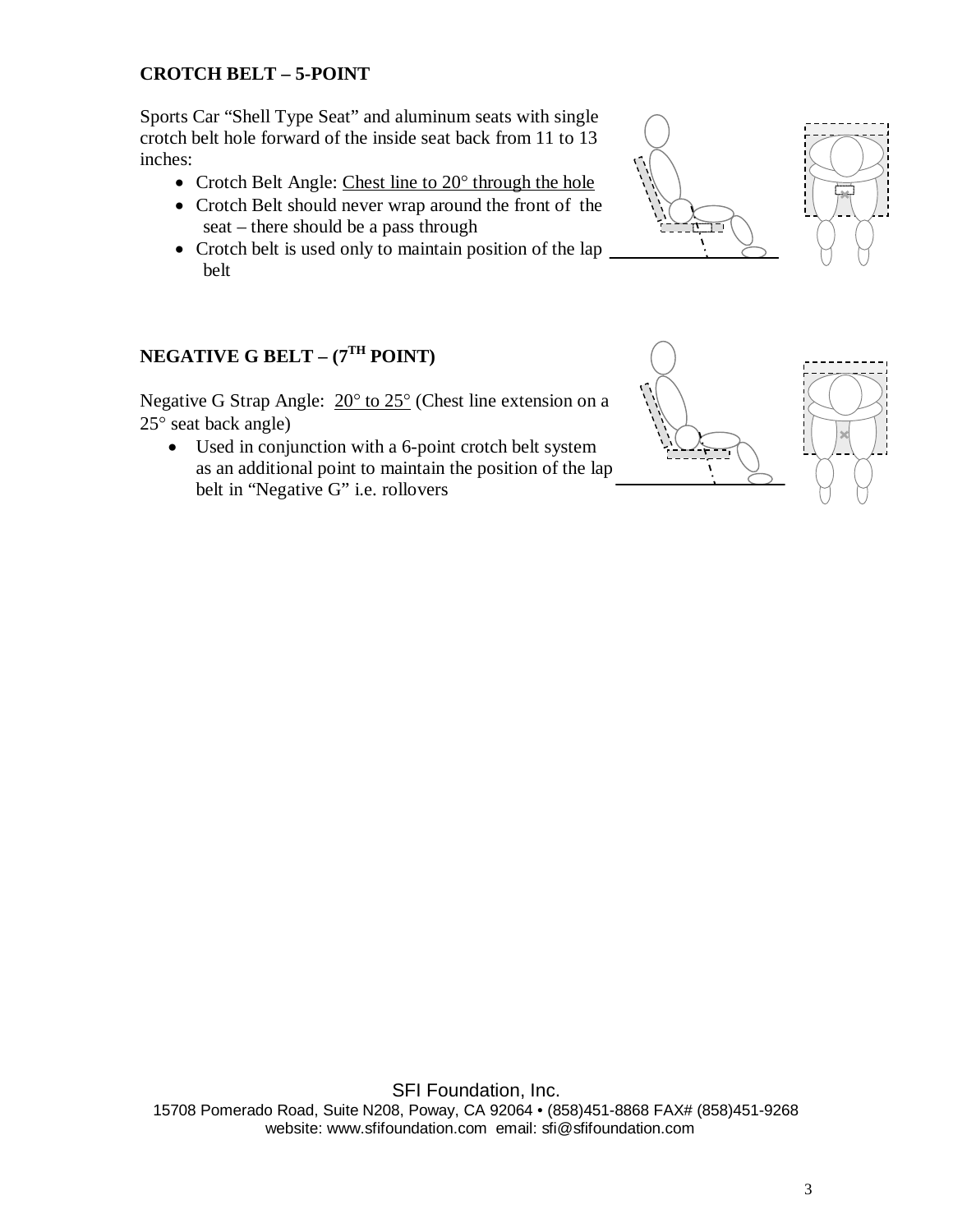**CROTCH BELT – 5-POINT**

Sports Car "Shell Type Seat" and aluminum seats with single crotch belt hole forward of the inside seat back from 11 to 13 inches:

- Crotch Belt Angle: Chest line to 20° through the hole
- Crotch Belt should never wrap around the front of the seat – there should be a pass through
- Crotch belt is used only to maintain position of the lap belt

**NEGATIVE G BELT – (7TH POINT)**

Negative G Strap Angle: 20° to 25° (Chest line extension on a 25° seat back angle)

- Used in conjunction with a 6-point crotch belt system as an additional point to maintain the position of the lap belt in "Negative G" i.e. rollovers